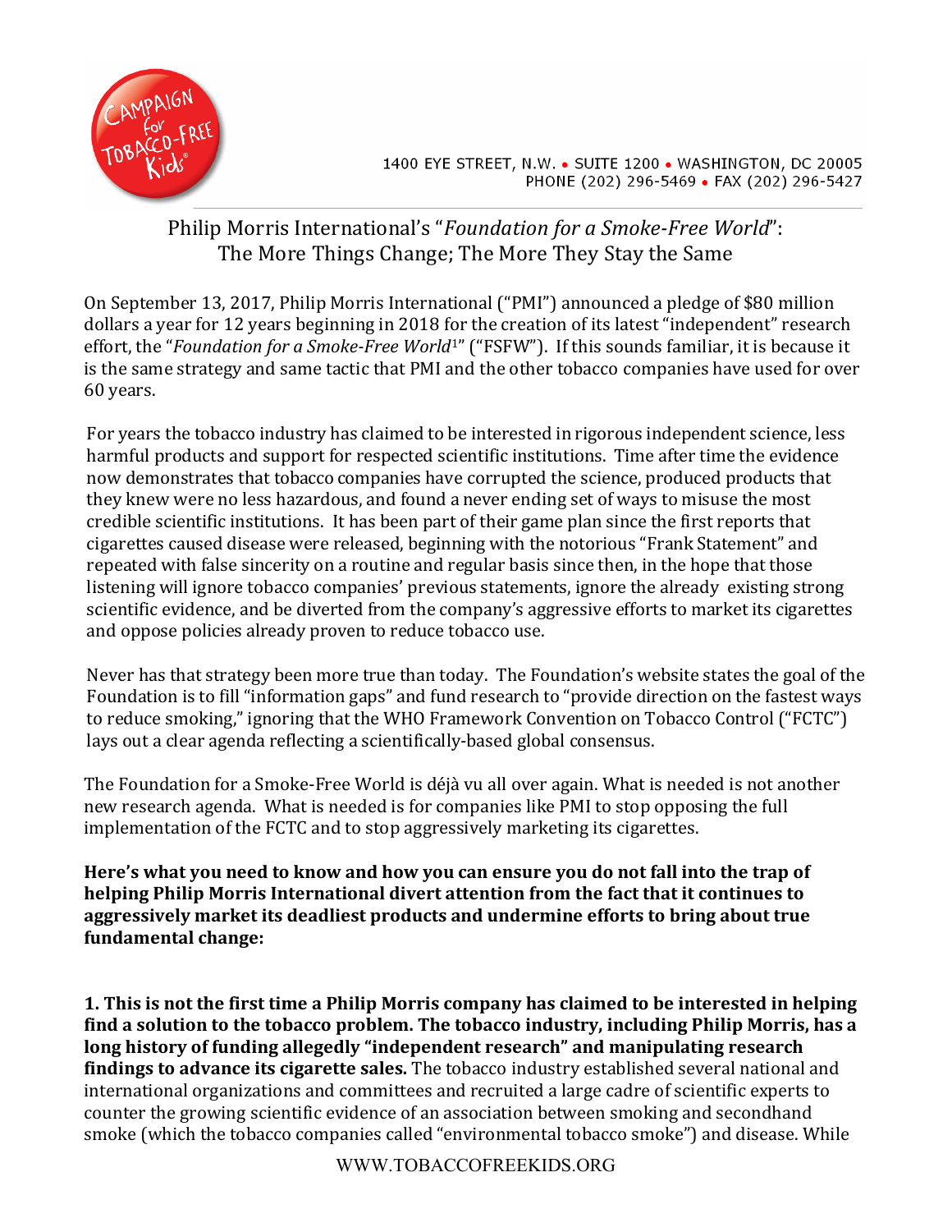1400 EYE STREET, N.W. • SUITE 1200 • WASHINGTON, DC 20005
PHONE (202) 296-5469 • FAX (202) 296-5427

# Philip Morris International's "*Foundation for a Smoke-Free World*": The More Things Change; The More They Stay the Same

On September 13, 2017, Philip Morris International ("PMI") announced a pledge of $80 million dollars a year for 12 years beginning in 2018 for the creation of its latest "independent" research effort, the "*Foundation for a Smoke-Free World*[1]" ("FSFW"). If this sounds familiar, it is because it is the same strategy and same tactic that PMI and the other tobacco companies have used for over 60 years.

For years the tobacco industry has claimed to be interested in rigorous independent science, less harmful products and support for respected scientific institutions. Time after time the evidence now demonstrates that tobacco companies have corrupted the science, produced products that they knew were no less hazardous, and found a never ending set of ways to misuse the most credible scientific institutions. It has been part of their game plan since the first reports that cigarettes caused disease were released, beginning with the notorious "Frank Statement" and repeated with false sincerity on a routine and regular basis since then, in the hope that those listening will ignore tobacco companies' previous statements, ignore the already existing strong scientific evidence, and be diverted from the company's aggressive efforts to market its cigarettes and oppose policies already proven to reduce tobacco use.

Never has that strategy been more true than today. The Foundation's website states the goal of the Foundation is to fill "information gaps" and fund research to "provide direction on the fastest ways to reduce smoking," ignoring that the WHO Framework Convention on Tobacco Control ("FCTC") lays out a clear agenda reflecting a scientifically-based global consensus.

The Foundation for a Smoke-Free World is déjà vu all over again. What is needed is not another new research agenda. What is needed is for companies like PMI to stop opposing the full implementation of the FCTC and to stop aggressively marketing its cigarettes.

**Here's what you need to know and how you can ensure you do not fall into the trap of helping Philip Morris International divert attention from the fact that it continues to aggressively market its deadliest products and undermine efforts to bring about true fundamental change:**

**1. This is not the first time a Philip Morris company has claimed to be interested in helping find a solution to the tobacco problem. The tobacco industry, including Philip Morris, has a long history of funding allegedly "independent research" and manipulating research findings to advance its cigarette sales.** The tobacco industry established several national and international organizations and committees and recruited a large cadre of scientific experts to counter the growing scientific evidence of an association between smoking and secondhand smoke (which the tobacco companies called "environmental tobacco smoke") and disease. While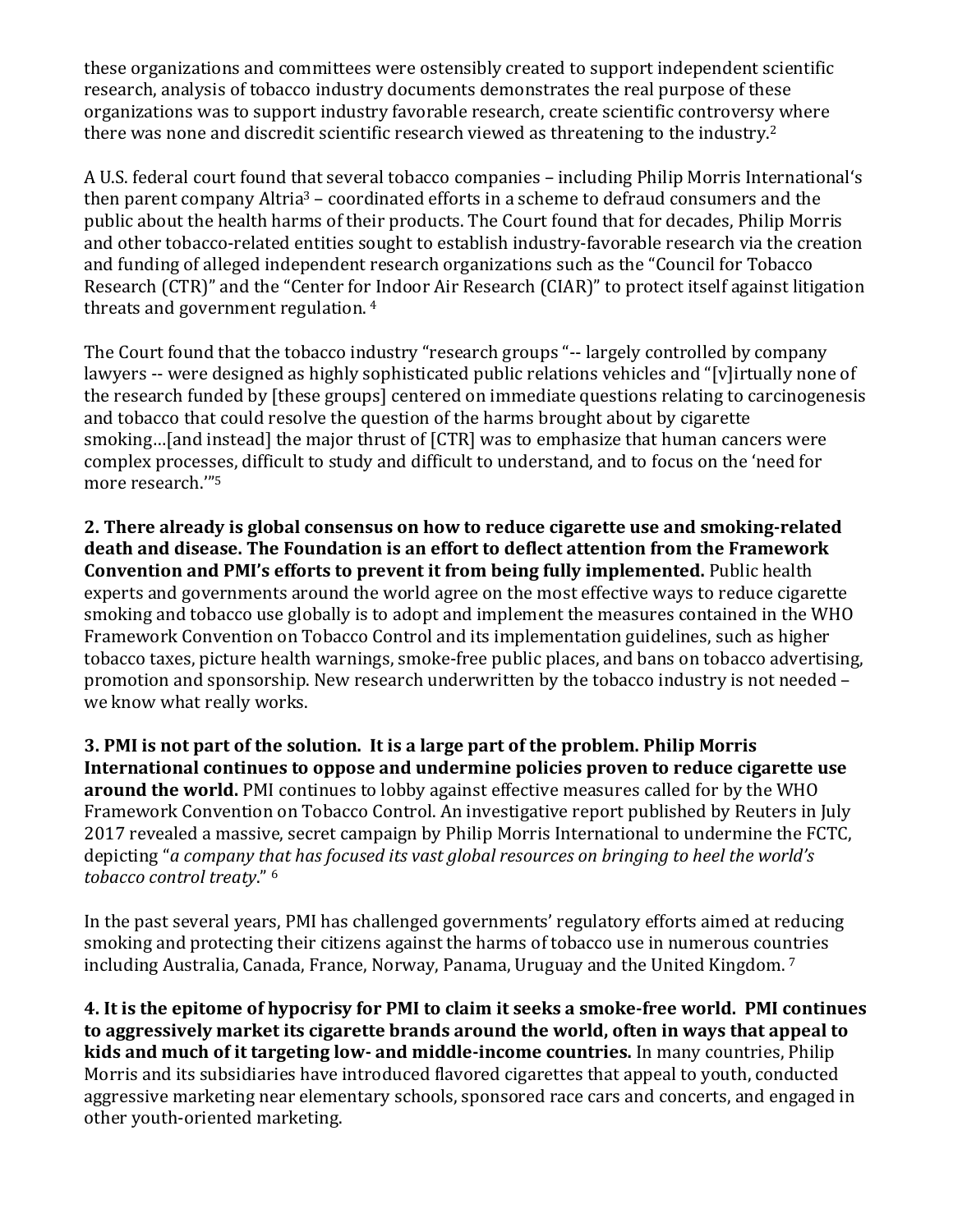these organizations and committees were ostensibly created to support independent scientific research, analysis of tobacco industry documents demonstrates the real purpose of these organizations was to support industry favorable research, create scientific controversy where there was none and discredit scientific research viewed as threatening to the industry.[2]

A U.S. federal court found that several tobacco companies – including Philip Morris International's then parent company Altria[3] – coordinated efforts in a scheme to defraud consumers and the public about the health harms of their products. The Court found that for decades, Philip Morris and other tobacco-related entities sought to establish industry-favorable research via the creation and funding of alleged independent research organizations such as the "Council for Tobacco Research (CTR)" and the "Center for Indoor Air Research (CIAR)" to protect itself against litigation threats and government regulation. [4]

The Court found that the tobacco industry "research groups "-- largely controlled by company lawyers -- were designed as highly sophisticated public relations vehicles and "[v]irtually none of the research funded by [these groups] centered on immediate questions relating to carcinogenesis and tobacco that could resolve the question of the harms brought about by cigarette smoking…[and instead] the major thrust of [CTR] was to emphasize that human cancers were complex processes, difficult to study and difficult to understand, and to focus on the 'need for more research.'"[5]

**2. There already is global consensus on how to reduce cigarette use and smoking-related death and disease. The Foundation is an effort to deflect attention from the Framework Convention and PMI's efforts to prevent it from being fully implemented.** Public health experts and governments around the world agree on the most effective ways to reduce cigarette smoking and tobacco use globally is to adopt and implement the measures contained in the WHO Framework Convention on Tobacco Control and its implementation guidelines, such as higher tobacco taxes, picture health warnings, smoke-free public places, and bans on tobacco advertising, promotion and sponsorship. New research underwritten by the tobacco industry is not needed – we know what really works.

**3. PMI is not part of the solution. It is a large part of the problem. Philip Morris International continues to oppose and undermine policies proven to reduce cigarette use around the world.** PMI continues to lobby against effective measures called for by the WHO Framework Convention on Tobacco Control. An investigative report published by Reuters in July 2017 revealed a massive, secret campaign by Philip Morris International to undermine the FCTC, depicting "*a company that has focused its vast global resources on bringing to heel the world's tobacco control treaty*." [6]

In the past several years, PMI has challenged governments' regulatory efforts aimed at reducing smoking and protecting their citizens against the harms of tobacco use in numerous countries including Australia, Canada, France, Norway, Panama, Uruguay and the United Kingdom. [7]

**4. It is the epitome of hypocrisy for PMI to claim it seeks a smoke-free world. PMI continues to aggressively market its cigarette brands around the world, often in ways that appeal to kids and much of it targeting low- and middle-income countries.** In many countries, Philip Morris and its subsidiaries have introduced flavored cigarettes that appeal to youth, conducted aggressive marketing near elementary schools, sponsored race cars and concerts, and engaged in other youth-oriented marketing.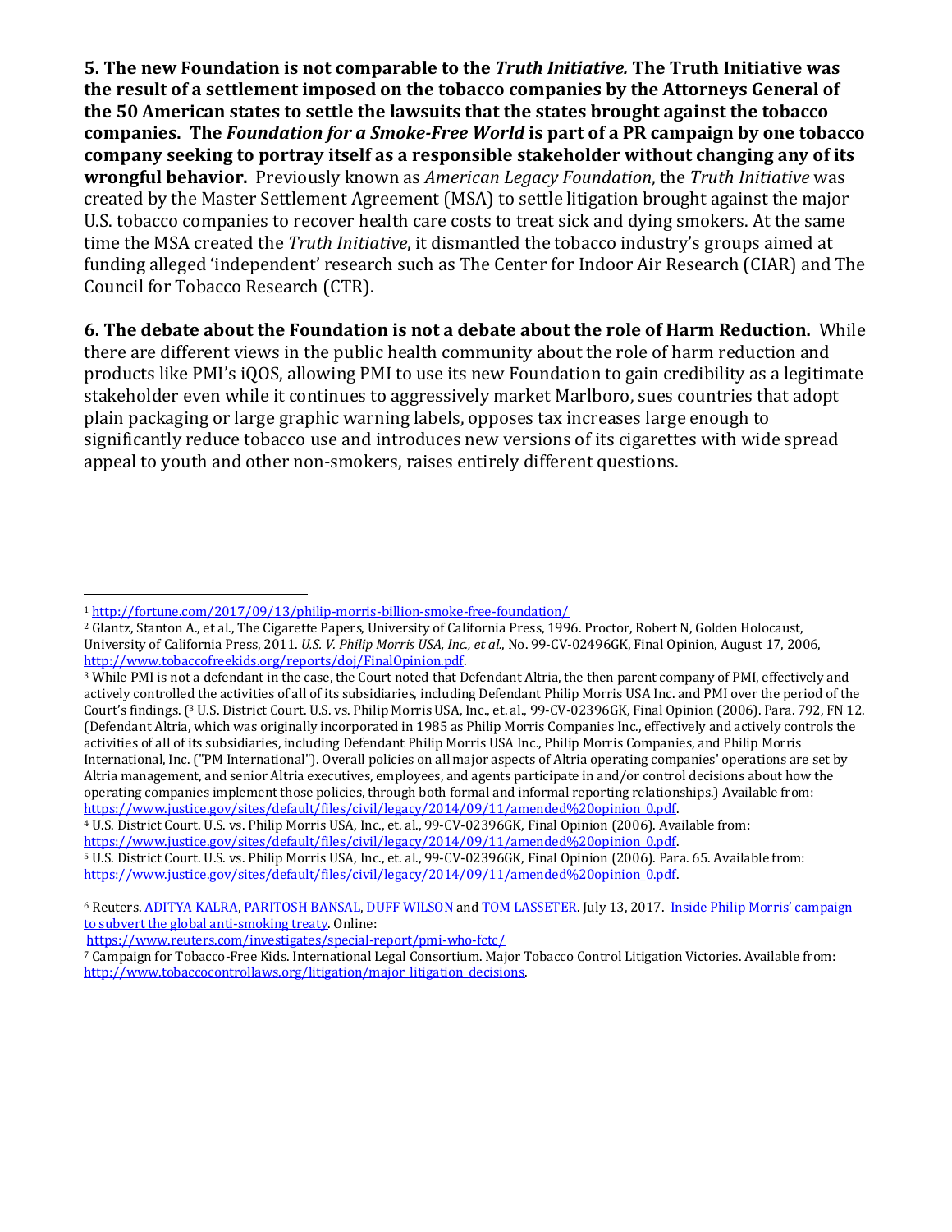**5. The new Foundation is not comparable to the *Truth Initiative.* The Truth Initiative was the result of a settlement imposed on the tobacco companies by the Attorneys General of the 50 American states to settle the lawsuits that the states brought against the tobacco companies. The *Foundation for a Smoke-Free World* is part of a PR campaign by one tobacco company seeking to portray itself as a responsible stakeholder without changing any of its wrongful behavior.** Previously known as *American Legacy Foundation*, the *Truth Initiative* was created by the Master Settlement Agreement (MSA) to settle litigation brought against the major U.S. tobacco companies to recover health care costs to treat sick and dying smokers. At the same time the MSA created the *Truth Initiative*, it dismantled the tobacco industry's groups aimed at funding alleged 'independent' research such as The Center for Indoor Air Research (CIAR) and The Council for Tobacco Research (CTR).

**6. The debate about the Foundation is not a debate about the role of Harm Reduction.** While there are different views in the public health community about the role of harm reduction and products like PMI's iQOS, allowing PMI to use its new Foundation to gain credibility as a legitimate stakeholder even while it continues to aggressively market Marlboro, sues countries that adopt plain packaging or large graphic warning labels, opposes tax increases large enough to significantly reduce tobacco use and introduces new versions of its cigarettes with wide spread appeal to youth and other non-smokers, raises entirely different questions.

---

[1] http://fortune.com/2017/09/13/philip-morris-billion-smoke-free-foundation/

[2] Glantz, Stanton A., et al., The Cigarette Papers, University of California Press, 1996. Proctor, Robert N, Golden Holocaust, University of California Press, 2011. *U.S. V. Philip Morris USA, Inc., et al.*, No. 99-CV-02496GK, Final Opinion, August 17, 2006, http://www.tobaccofreekids.org/reports/doj/FinalOpinion.pdf.

[3] While PMI is not a defendant in the case, the Court noted that Defendant Altria, the then parent company of PMI, effectively and actively controlled the activities of all of its subsidiaries, including Defendant Philip Morris USA Inc. and PMI over the period of the Court's findings. ([3] U.S. District Court. U.S. vs. Philip Morris USA, Inc., et. al., 99-CV-02396GK, Final Opinion (2006). Para. 792, FN 12. (Defendant Altria, which was originally incorporated in 1985 as Philip Morris Companies Inc., effectively and actively controls the activities of all of its subsidiaries, including Defendant Philip Morris USA Inc., Philip Morris Companies, and Philip Morris International, Inc. ("PM International"). Overall policies on all major aspects of Altria operating companies' operations are set by Altria management, and senior Altria executives, employees, and agents participate in and/or control decisions about how the operating companies implement those policies, through both formal and informal reporting relationships.) Available from: https://www.justice.gov/sites/default/files/civil/legacy/2014/09/11/amended%20opinion_0.pdf.

[4] U.S. District Court. U.S. vs. Philip Morris USA, Inc., et. al., 99-CV-02396GK, Final Opinion (2006). Available from: https://www.justice.gov/sites/default/files/civil/legacy/2014/09/11/amended%20opinion_0.pdf.

[5] U.S. District Court. U.S. vs. Philip Morris USA, Inc., et. al., 99-CV-02396GK, Final Opinion (2006). Para. 65. Available from: https://www.justice.gov/sites/default/files/civil/legacy/2014/09/11/amended%20opinion_0.pdf.

[6] Reuters. ADITYA KALRA, PARITOSH BANSAL, DUFF WILSON and TOM LASSETER. July 13, 2017. Inside Philip Morris' campaign to subvert the global anti-smoking treaty. Online: https://www.reuters.com/investigates/special-report/pmi-who-fctc/

[7] Campaign for Tobacco-Free Kids. International Legal Consortium. Major Tobacco Control Litigation Victories. Available from: http://www.tobaccocontrollaws.org/litigation/major_litigation_decisions.